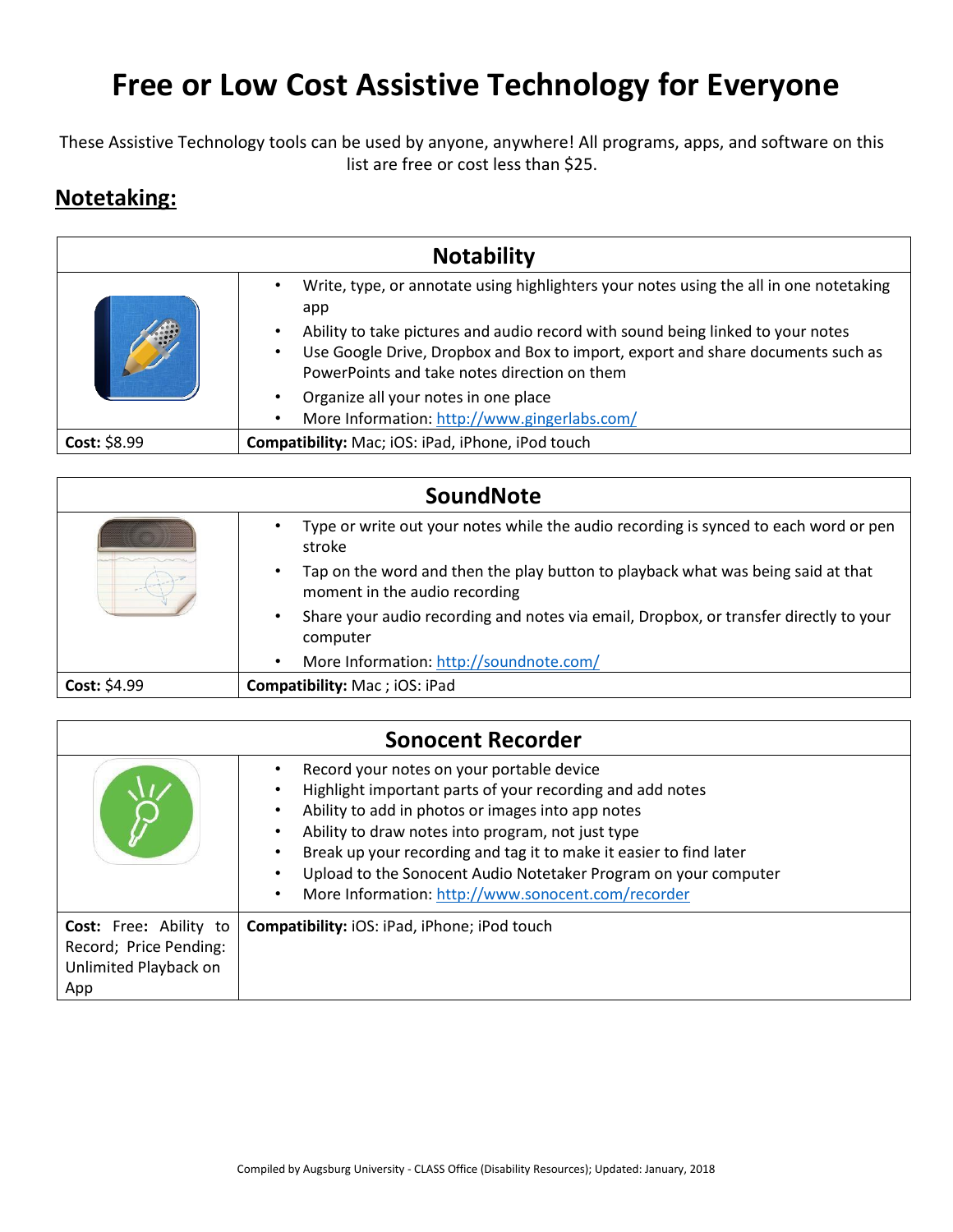# Free or Low Cost Assistive Technology for Everyone

These Assistive Technology tools can be used by anyone, anywhere! All programs, apps, and software on this list are free or cost less than $25.

## Notetaking:

| Notability | |
|---|---|
| | • Write, type, or annotate using highlighters your notes using the all in one notetaking app<br>• Ability to take pictures and audio record with sound being linked to your notes<br>• Use Google Drive, Dropbox and Box to import, export and share documents such as PowerPoints and take notes direction on them<br>• Organize all your notes in one place<br>• More Information: http://www.gingerlabs.com/ |
| **Cost:** $8.99 | **Compatibility:** Mac; iOS: iPad, iPhone, iPod touch |

| SoundNote | |
|---|---|
| | • Type or write out your notes while the audio recording is synced to each word or pen stroke<br>• Tap on the word and then the play button to playback what was being said at that moment in the audio recording<br>• Share your audio recording and notes via email, Dropbox, or transfer directly to your computer<br>• More Information: http://soundnote.com/ |
| **Cost:** $4.99 | **Compatibility:** Mac ; iOS: iPad |

| Sonocent Recorder | |
|---|---|
| | • Record your notes on your portable device<br>• Highlight important parts of your recording and add notes<br>• Ability to add in photos or images into app notes<br>• Ability to draw notes into program, not just type<br>• Break up your recording and tag it to make it easier to find later<br>• Upload to the Sonocent Audio Notetaker Program on your computer<br>• More Information: http://www.sonocent.com/recorder |
| **Cost:** Free**:** Ability to Record; Price Pending: Unlimited Playback on App | **Compatibility:** iOS: iPad, iPhone; iPod touch |

Compiled by Augsburg University - CLASS Office (Disability Resources); Updated: January, 2018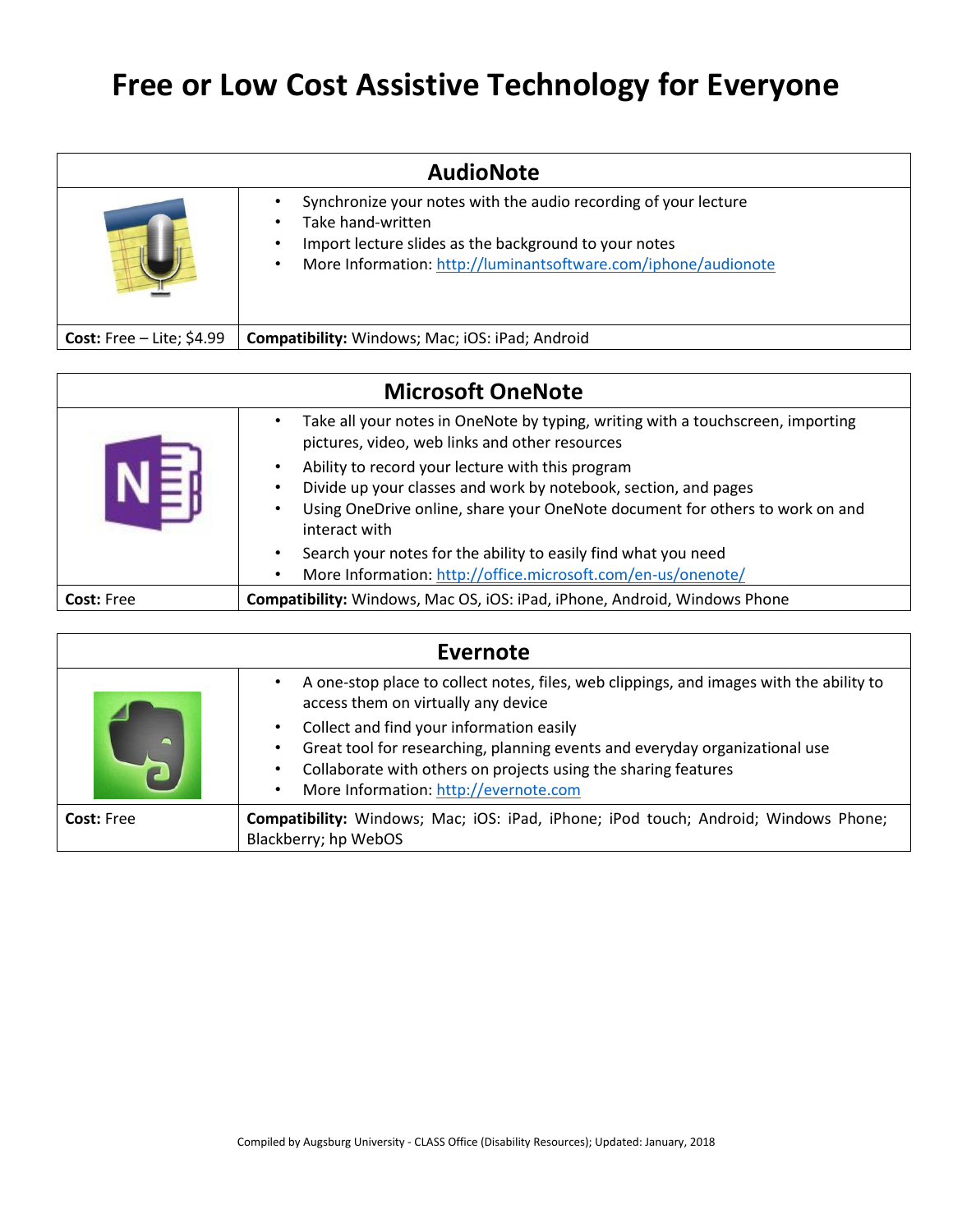# Free or Low Cost Assistive Technology for Everyone

## AudioNote

- Synchronize your notes with the audio recording of your lecture
- Take hand-written
- Import lecture slides as the background to your notes
- More Information: http://luminantsoftware.com/iphone/audionote

**Cost:** Free – Lite; $4.99

**Compatibility:** Windows; Mac; iOS: iPad; Android

## Microsoft OneNote

- Take all your notes in OneNote by typing, writing with a touchscreen, importing pictures, video, web links and other resources
- Ability to record your lecture with this program
- Divide up your classes and work by notebook, section, and pages
- Using OneDrive online, share your OneNote document for others to work on and interact with
- Search your notes for the ability to easily find what you need
- More Information: http://office.microsoft.com/en-us/onenote/

**Cost:** Free

**Compatibility:** Windows, Mac OS, iOS: iPad, iPhone, Android, Windows Phone

## Evernote

- A one-stop place to collect notes, files, web clippings, and images with the ability to access them on virtually any device
- Collect and find your information easily
- Great tool for researching, planning events and everyday organizational use
- Collaborate with others on projects using the sharing features
- More Information: http://evernote.com

**Cost:** Free

**Compatibility:** Windows; Mac; iOS: iPad, iPhone; iPod touch; Android; Windows Phone; Blackberry; hp WebOS

Compiled by Augsburg University - CLASS Office (Disability Resources); Updated: January, 2018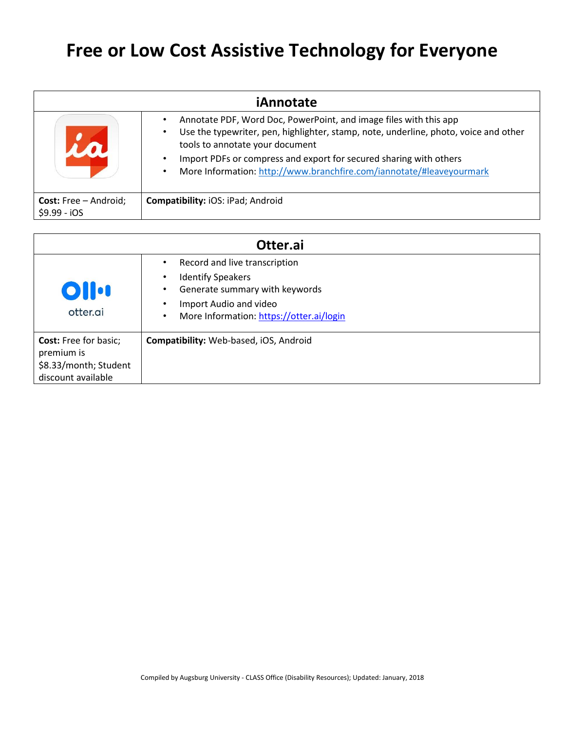# Free or Low Cost Assistive Technology for Everyone

| iAnnotate | |
|---|---|
| | • Annotate PDF, Word Doc, PowerPoint, and image files with this app<br>• Use the typewriter, pen, highlighter, stamp, note, underline, photo, voice and other tools to annotate your document<br>• Import PDFs or compress and export for secured sharing with others<br>• More Information: [http://www.branchfire.com/iannotate/#leaveyourmark](http://www.branchfire.com/iannotate/#leaveyourmark) |
| **Cost:** Free – Android; $9.99 - iOS | **Compatibility:** iOS: iPad; Android |

| Otter.ai | |
|---|---|
| otter.ai | • Record and live transcription<br>• Identify Speakers<br>• Generate summary with keywords<br>• Import Audio and video<br>• More Information: [https://otter.ai/login](https://otter.ai/login) |
| **Cost:** Free for basic; premium is $8.33/month; Student discount available | **Compatibility:** Web-based, iOS, Android |

Compiled by Augsburg University - CLASS Office (Disability Resources); Updated: January, 2018